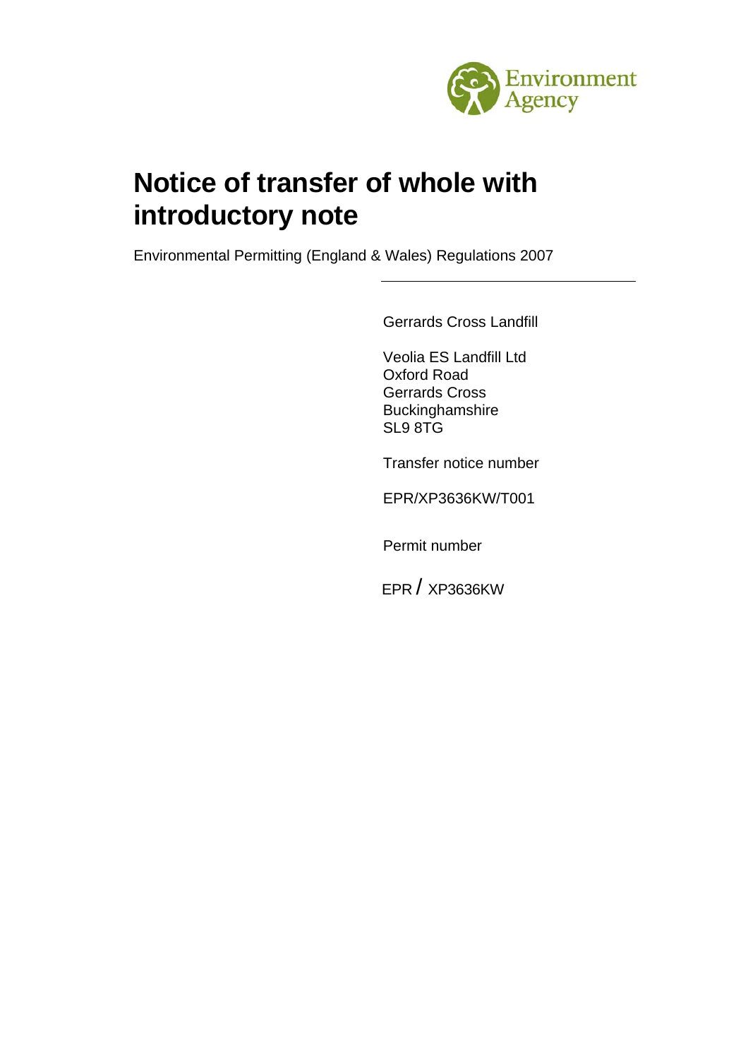# Notice of transfer of whole with introductory note

Environmental Permitting (England & Wales) Regulations 2007

---

Gerrards Cross Landfill

Veolia ES Landfill Ltd
Oxford Road
Gerrards Cross
Buckinghamshire
SL9 8TG

Transfer notice number

EPR/XP3636KW/T001

Permit number

EPR / XP3636KW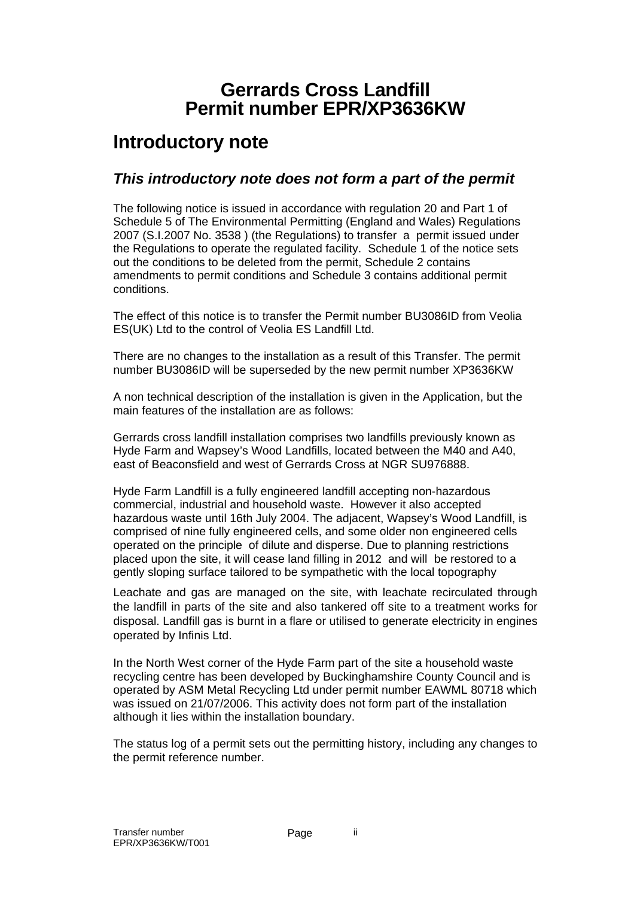# Gerrards Cross Landfill
# Permit number EPR/XP3636KW

## Introductory note

### *This introductory note does not form a part of the permit*

The following notice is issued in accordance with regulation 20 and Part 1 of Schedule 5 of The Environmental Permitting (England and Wales) Regulations 2007 (S.I.2007 No. 3538 ) (the Regulations) to transfer a permit issued under the Regulations to operate the regulated facility. Schedule 1 of the notice sets out the conditions to be deleted from the permit, Schedule 2 contains amendments to permit conditions and Schedule 3 contains additional permit conditions.

The effect of this notice is to transfer the Permit number BU3086ID from Veolia ES(UK) Ltd to the control of Veolia ES Landfill Ltd.

There are no changes to the installation as a result of this Transfer. The permit number BU3086ID will be superseded by the new permit number XP3636KW

A non technical description of the installation is given in the Application, but the main features of the installation are as follows:

Gerrards cross landfill installation comprises two landfills previously known as Hyde Farm and Wapsey's Wood Landfills, located between the M40 and A40, east of Beaconsfield and west of Gerrards Cross at NGR SU976888.

Hyde Farm Landfill is a fully engineered landfill accepting non-hazardous commercial, industrial and household waste. However it also accepted hazardous waste until 16th July 2004. The adjacent, Wapsey's Wood Landfill, is comprised of nine fully engineered cells, and some older non engineered cells operated on the principle of dilute and disperse. Due to planning restrictions placed upon the site, it will cease land filling in 2012 and will be restored to a gently sloping surface tailored to be sympathetic with the local topography

Leachate and gas are managed on the site, with leachate recirculated through the landfill in parts of the site and also tankered off site to a treatment works for disposal. Landfill gas is burnt in a flare or utilised to generate electricity in engines operated by Infinis Ltd.

In the North West corner of the Hyde Farm part of the site a household waste recycling centre has been developed by Buckinghamshire County Council and is operated by ASM Metal Recycling Ltd under permit number EAWML 80718 which was issued on 21/07/2006. This activity does not form part of the installation although it lies within the installation boundary.

The status log of a permit sets out the permitting history, including any changes to the permit reference number.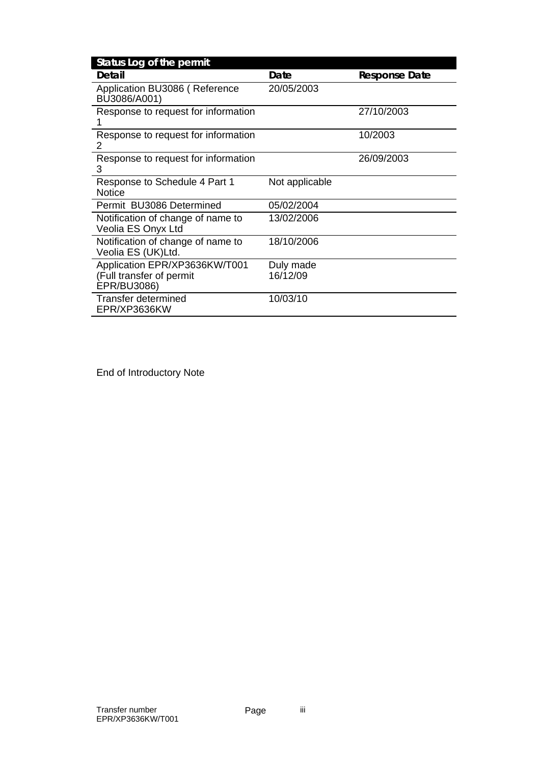| Status Log of the permit | | |
|---|---|---|
| **Detail** | **Date** | **Response Date** |
| Application BU3086 ( Reference BU3086/A001) | 20/05/2003 | |
| Response to request for information 1 | | 27/10/2003 |
| Response to request for information 2 | | 10/2003 |
| Response to request for information 3 | | 26/09/2003 |
| Response to Schedule 4 Part 1 Notice | Not applicable | |
| Permit BU3086 Determined | 05/02/2004 | |
| Notification of change of name to Veolia ES Onyx Ltd | 13/02/2006 | |
| Notification of change of name to Veolia ES (UK)Ltd. | 18/10/2006 | |
| Application EPR/XP3636KW/T001 (Full transfer of permit EPR/BU3086) | Duly made 16/12/09 | |
| Transfer determined EPR/XP3636KW | 10/03/10 | |

End of Introductory Note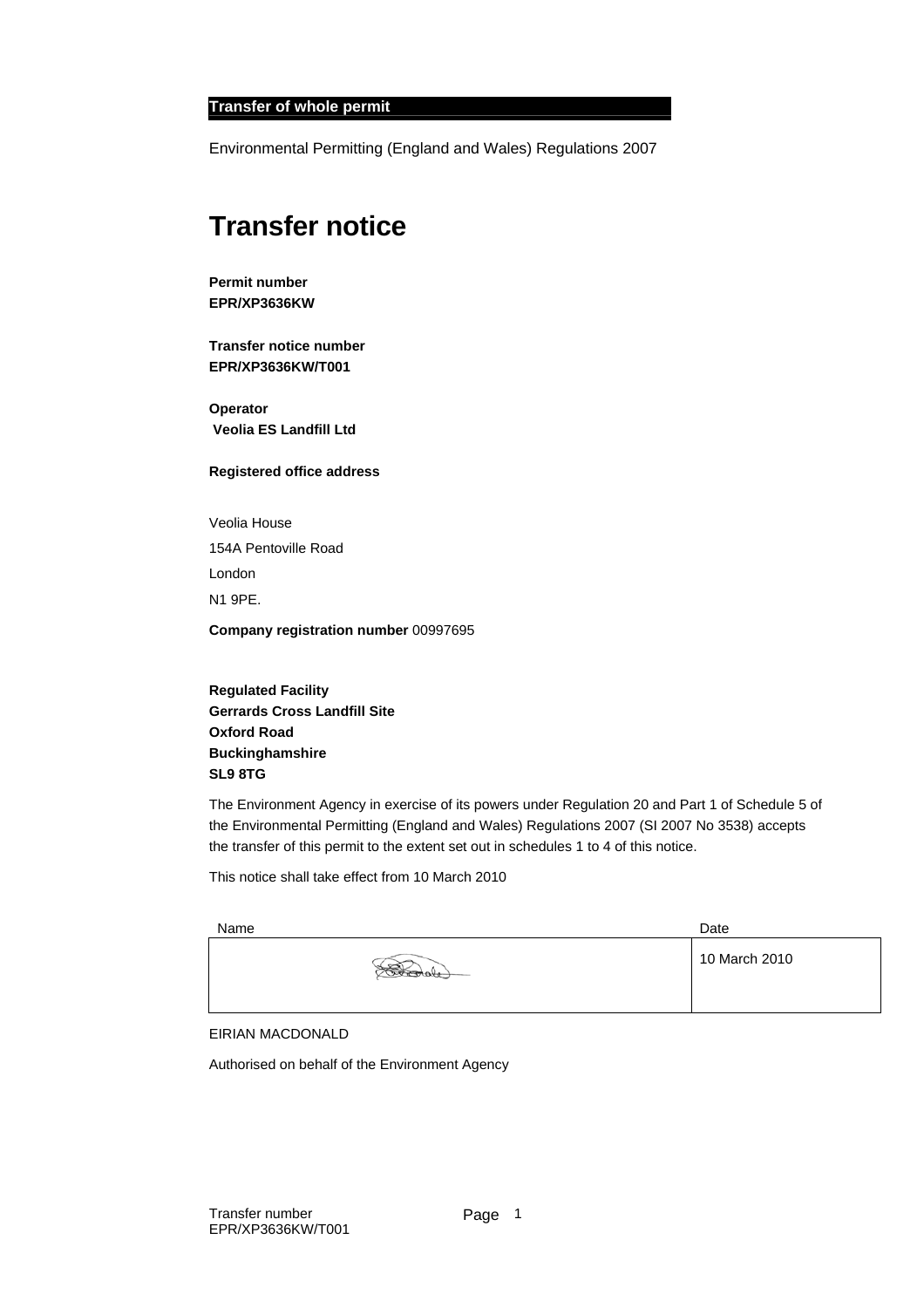**Transfer of whole permit**

Environmental Permitting (England and Wales) Regulations 2007

# Transfer notice

**Permit number**
**EPR/XP3636KW**

**Transfer notice number**
**EPR/XP3636KW/T001**

**Operator**
**Veolia ES Landfill Ltd**

**Registered office address**

Veolia House
154A Pentoville Road
London
N1 9PE.

**Company registration number** 00997695

**Regulated Facility**
**Gerrards Cross Landfill Site**
**Oxford Road**
**Buckinghamshire**
**SL9 8TG**

The Environment Agency in exercise of its powers under Regulation 20 and Part 1 of Schedule 5 of the Environmental Permitting (England and Wales) Regulations 2007 (SI 2007 No 3538) accepts the transfer of this permit to the extent set out in schedules 1 to 4 of this notice.

This notice shall take effect from 10 March 2010

| Name | Date |
|---|---|
| [signature] | 10 March 2010 |

EIRIAN MACDONALD

Authorised on behalf of the Environment Agency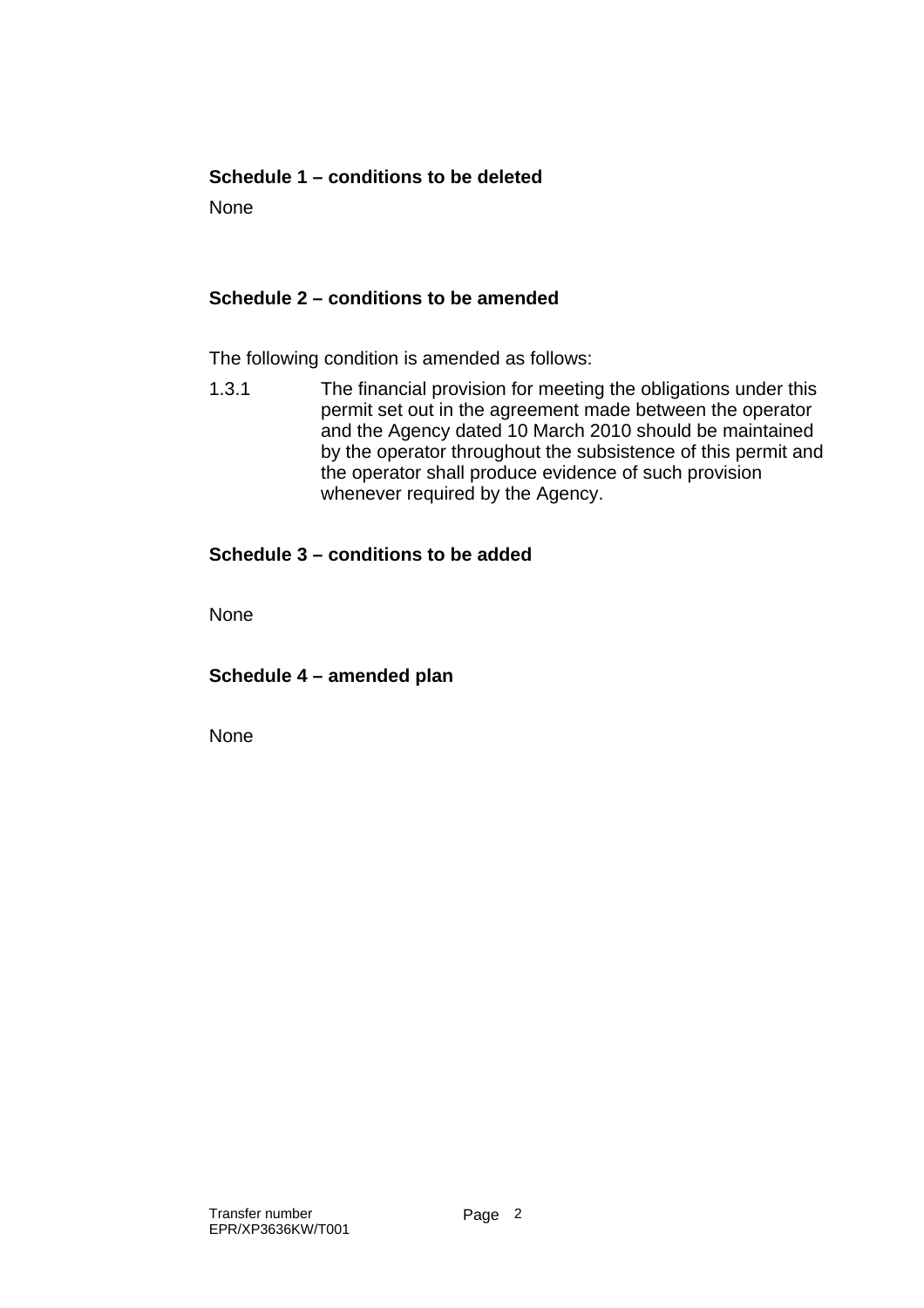**Schedule 1 – conditions to be deleted**

None

**Schedule 2 – conditions to be amended**

The following condition is amended as follows:

1.3.1 The financial provision for meeting the obligations under this permit set out in the agreement made between the operator and the Agency dated 10 March 2010 should be maintained by the operator throughout the subsistence of this permit and the operator shall produce evidence of such provision whenever required by the Agency.

**Schedule 3 – conditions to be added**

None

**Schedule 4 – amended plan**

None